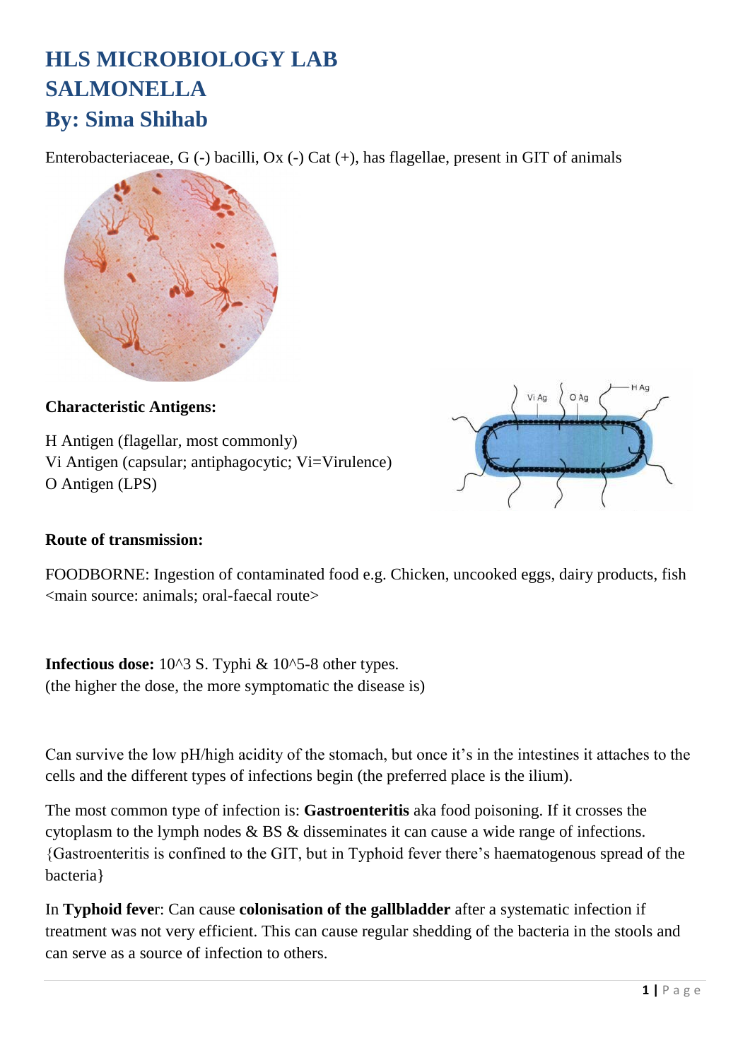# HLS MICROBIOLOGY LAB
# SALMONELLA
# By: Sima Shihab

Enterobacteriaceae, G (-) bacilli, Ox (-) Cat (+), has flagellae, present in GIT of animals

**Characteristic Antigens:**

H Antigen (flagellar, most commonly)
Vi Antigen (capsular; antiphagocytic; Vi=Virulence)
O Antigen (LPS)

**Route of transmission:**

FOODBORNE: Ingestion of contaminated food e.g. Chicken, uncooked eggs, dairy products, fish <main source: animals; oral-faecal route>

**Infectious dose:** $10^3$ S. Typhi & $10^{5-8}$ other types.
(the higher the dose, the more symptomatic the disease is)

Can survive the low pH/high acidity of the stomach, but once it's in the intestines it attaches to the cells and the different types of infections begin (the preferred place is the ilium).

The most common type of infection is: **Gastroenteritis** aka food poisoning. If it crosses the cytoplasm to the lymph nodes & BS & disseminates it can cause a wide range of infections. {Gastroenteritis is confined to the GIT, but in Typhoid fever there's haematogenous spread of the bacteria}

In **Typhoid feve**r: Can cause **colonisation of the gallbladder** after a systematic infection if treatment was not very efficient. This can cause regular shedding of the bacteria in the stools and can serve as a source of infection to others.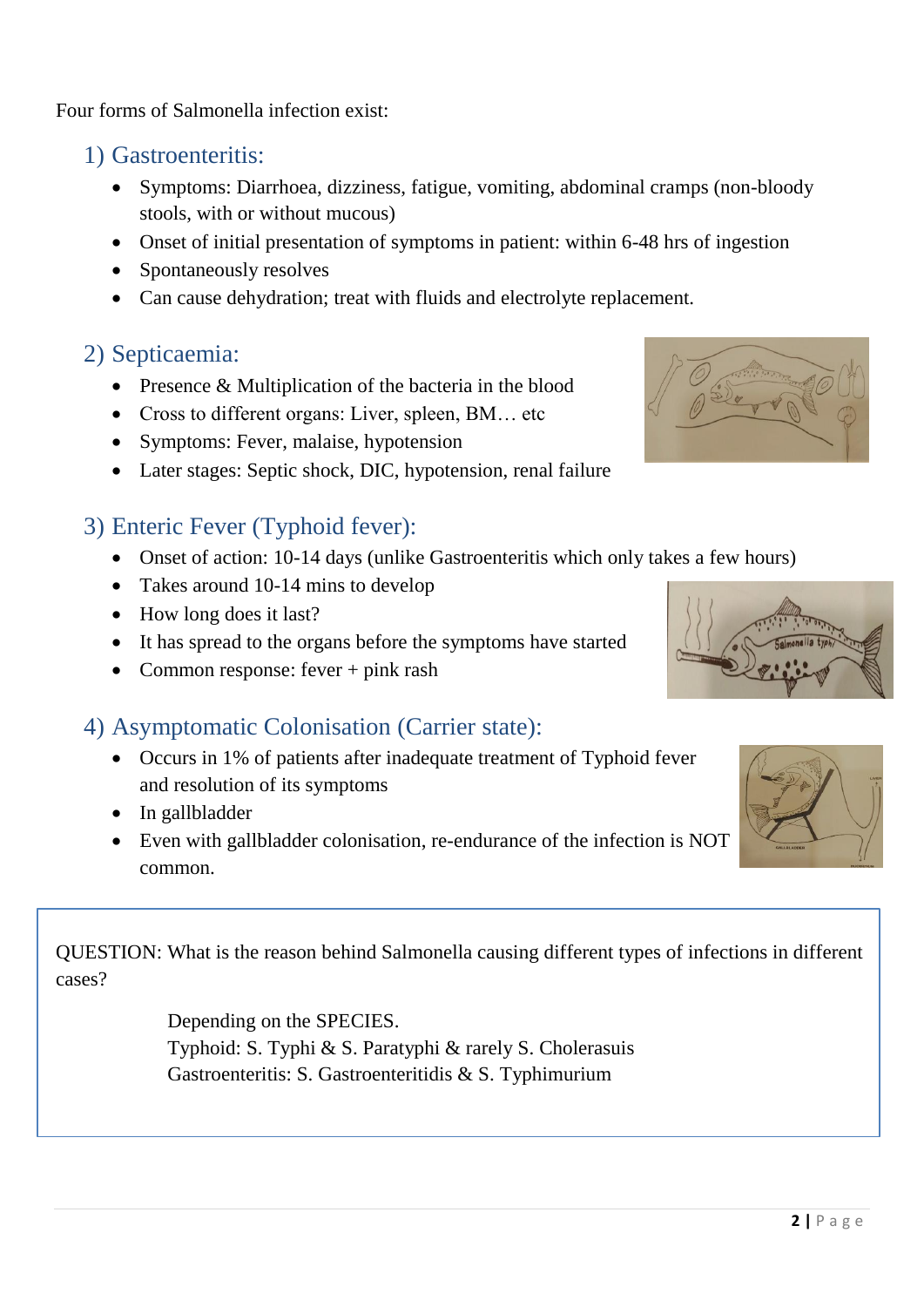Four forms of Salmonella infection exist:

## 1) Gastroenteritis:

- Symptoms: Diarrhoea, dizziness, fatigue, vomiting, abdominal cramps (non-bloody stools, with or without mucous)
- Onset of initial presentation of symptoms in patient: within 6-48 hrs of ingestion
- Spontaneously resolves
- Can cause dehydration; treat with fluids and electrolyte replacement.

## 2) Septicaemia:

- Presence & Multiplication of the bacteria in the blood
- Cross to different organs: Liver, spleen, BM… etc
- Symptoms: Fever, malaise, hypotension
- Later stages: Septic shock, DIC, hypotension, renal failure

## 3) Enteric Fever (Typhoid fever):

- Onset of action: 10-14 days (unlike Gastroenteritis which only takes a few hours)
- Takes around 10-14 mins to develop
- How long does it last?
- It has spread to the organs before the symptoms have started
- Common response: fever + pink rash

## 4) Asymptomatic Colonisation (Carrier state):

- Occurs in 1% of patients after inadequate treatment of Typhoid fever and resolution of its symptoms
- In gallbladder
- Even with gallbladder colonisation, re-endurance of the infection is NOT common.

QUESTION: What is the reason behind Salmonella causing different types of infections in different cases?

Depending on the SPECIES.
Typhoid: S. Typhi & S. Paratyphi & rarely S. Cholerasuis
Gastroenteritis: S. Gastroenteritidis & S. Typhimurium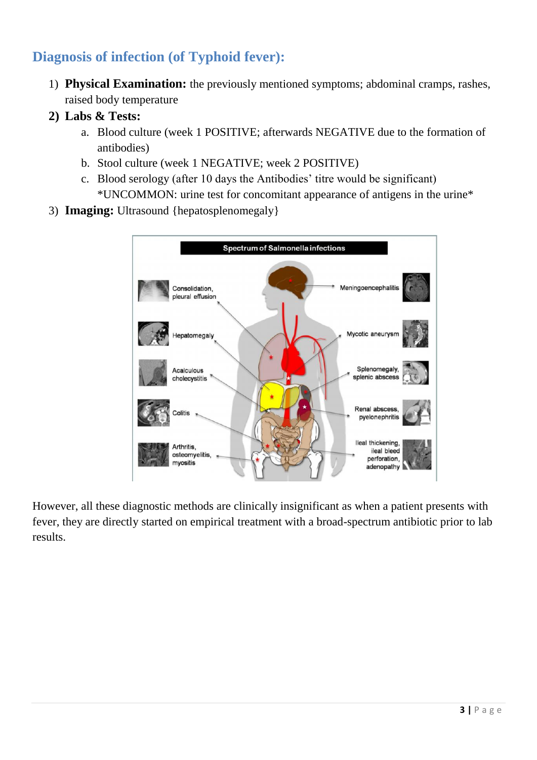## Diagnosis of infection (of Typhoid fever):

1) **Physical Examination:** the previously mentioned symptoms; abdominal cramps, rashes, raised body temperature
2) **Labs & Tests:**
   a. Blood culture (week 1 POSITIVE; afterwards NEGATIVE due to the formation of antibodies)
   b. Stool culture (week 1 NEGATIVE; week 2 POSITIVE)
   c. Blood serology (after 10 days the Antibodies' titre would be significant)
   *UNCOMMON: urine test for concomitant appearance of antigens in the urine*
3) **Imaging:** Ultrasound {hepatosplenomegaly}

However, all these diagnostic methods are clinically insignificant as when a patient presents with fever, they are directly started on empirical treatment with a broad-spectrum antibiotic prior to lab results.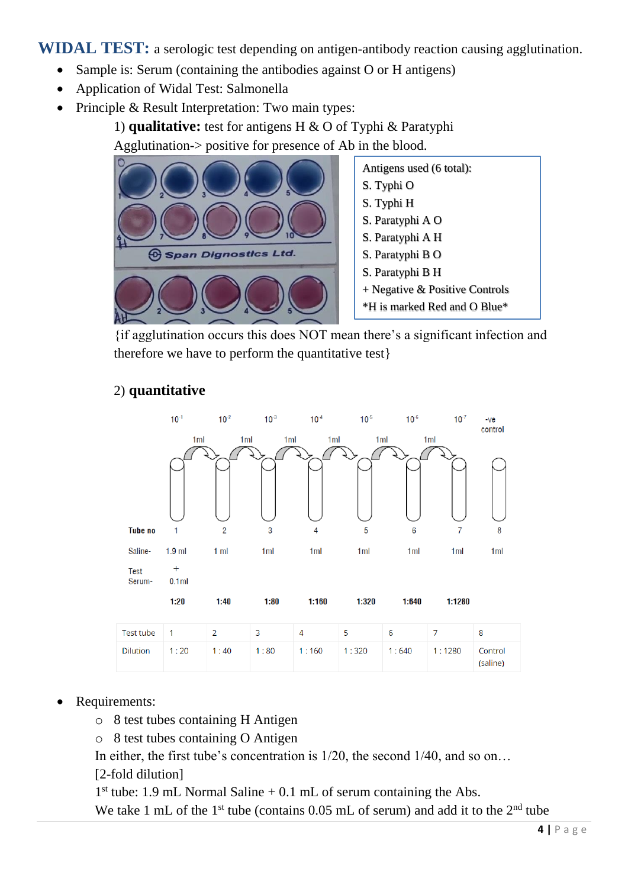**WIDAL TEST:** a serologic test depending on antigen-antibody reaction causing agglutination.

- Sample is: Serum (containing the antibodies against O or H antigens)
- Application of Widal Test: Salmonella
- Principle & Result Interpretation: Two main types:

  1) **qualitative:** test for antigens H & O of Typhi & Paratyphi
  Agglutination-> positive for presence of Ab in the blood.

  Antigens used (6 total):
  S. Typhi O
  S. Typhi H
  S. Paratyphi A O
  S. Paratyphi A H
  S. Paratyphi B O
  S. Paratyphi B H
  + Negative & Positive Controls
  *H is marked Red and O Blue*

  {if agglutination occurs this does NOT mean there's a significant infection and therefore we have to perform the quantitative test}

  2) **quantitative**

| Tube no | 1 | 2 | 3 | 4 | 5 | 6 | 7 | 8 |
|---|---|---|---|---|---|---|---|---|
| | $10^{-1}$ | $10^{-2}$ | $10^{-3}$ | $10^{-4}$ | $10^{-5}$ | $10^{-6}$ | $10^{-7}$ | -ve control |
| Saline- | 1.9 ml | 1 ml | 1ml | 1ml | 1ml | 1ml | 1ml | 1ml |
| Test Serum- | + 0.1ml | | | | | | | |
| | 1:20 | 1:40 | 1:80 | 1:160 | 1:320 | 1:640 | 1:1280 | |

(1ml transferred from each tube to the next, tubes 1 → 7)

| Test tube | 1 | 2 | 3 | 4 | 5 | 6 | 7 | 8 |
|---|---|---|---|---|---|---|---|---|
| Dilution | 1 : 20 | 1 : 40 | 1 : 80 | 1 : 160 | 1 : 320 | 1 : 640 | 1 : 1280 | Control (saline) |

- Requirements:
  - 8 test tubes containing H Antigen
  - 8 test tubes containing O Antigen

  In either, the first tube's concentration is 1/20, the second 1/40, and so on…
  [2-fold dilution]
  1st tube: 1.9 mL Normal Saline + 0.1 mL of serum containing the Abs.
  We take 1 mL of the 1st tube (contains 0.05 mL of serum) and add it to the 2nd tube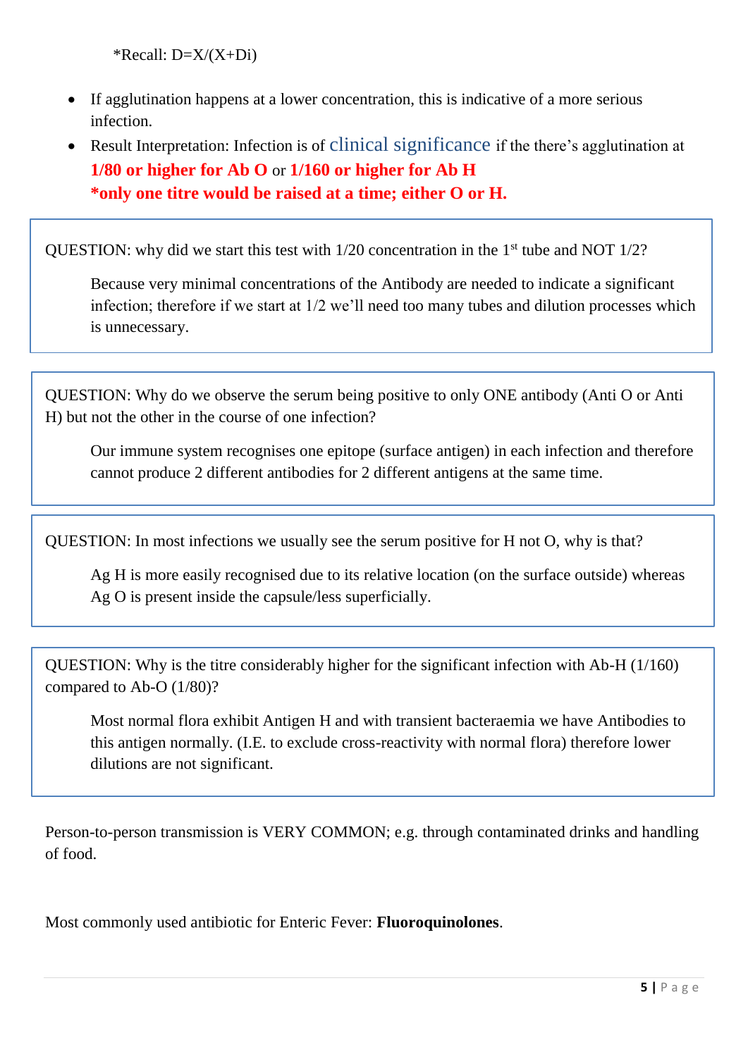*Recall: $D = X/(X+Di)$

- If agglutination happens at a lower concentration, this is indicative of a more serious infection.
- Result Interpretation: Infection is of clinical significance if the there's agglutination at **1/80 or higher for Ab O** or **1/160 or higher for Ab H**
  **\*only one titre would be raised at a time; either O or H.**

---

QUESTION: why did we start this test with 1/20 concentration in the 1st tube and NOT 1/2?

> Because very minimal concentrations of the Antibody are needed to indicate a significant infection; therefore if we start at 1/2 we'll need too many tubes and dilution processes which is unnecessary.

---

QUESTION: Why do we observe the serum being positive to only ONE antibody (Anti O or Anti H) but not the other in the course of one infection?

> Our immune system recognises one epitope (surface antigen) in each infection and therefore cannot produce 2 different antibodies for 2 different antigens at the same time.

---

QUESTION: In most infections we usually see the serum positive for H not O, why is that?

> Ag H is more easily recognised due to its relative location (on the surface outside) whereas Ag O is present inside the capsule/less superficially.

---

QUESTION: Why is the titre considerably higher for the significant infection with Ab-H (1/160) compared to Ab-O (1/80)?

> Most normal flora exhibit Antigen H and with transient bacteraemia we have Antibodies to this antigen normally. (I.E. to exclude cross-reactivity with normal flora) therefore lower dilutions are not significant.

---

Person-to-person transmission is VERY COMMON; e.g. through contaminated drinks and handling of food.

Most commonly used antibiotic for Enteric Fever: **Fluoroquinolones**.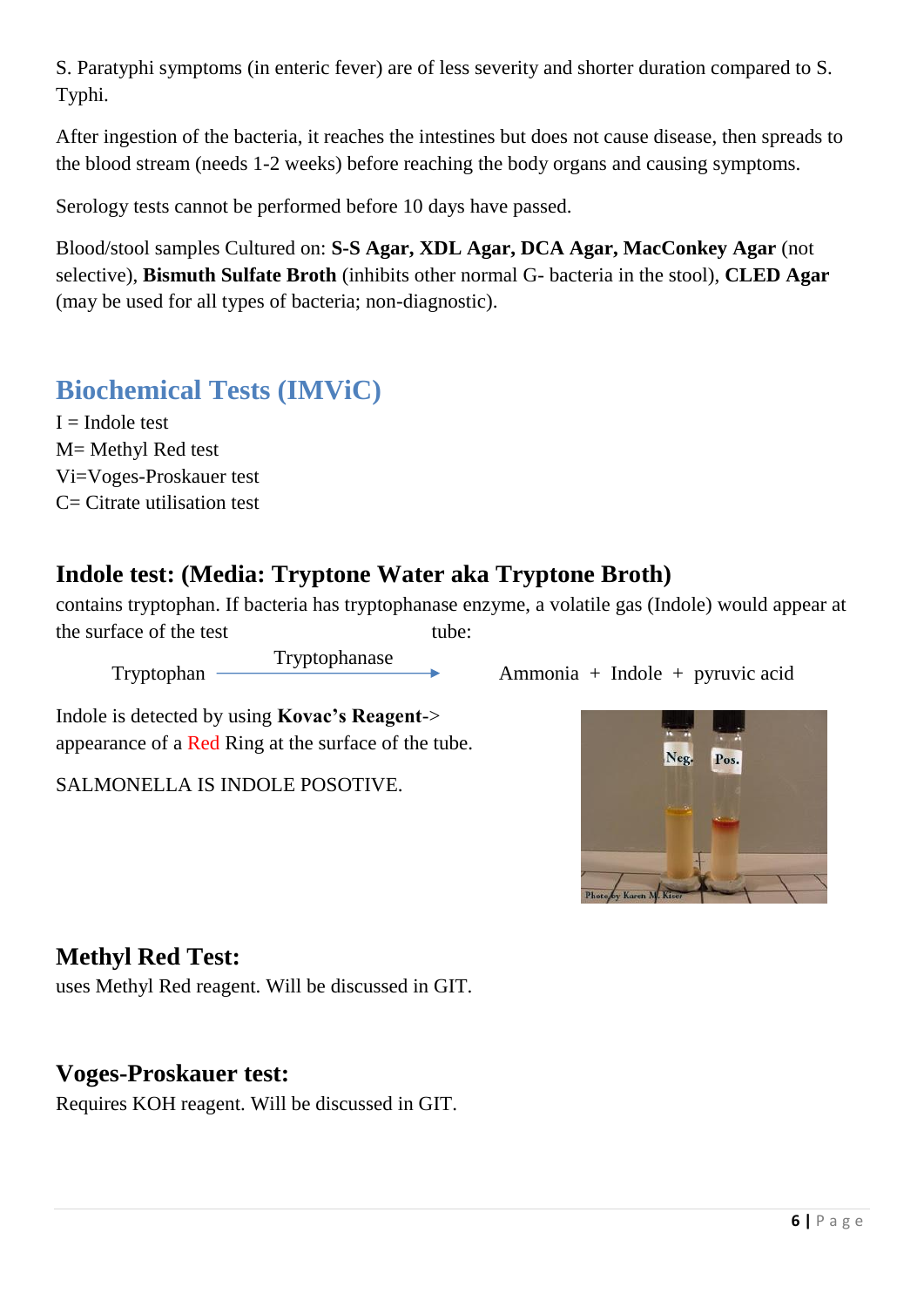S. Paratyphi symptoms (in enteric fever) are of less severity and shorter duration compared to S. Typhi.

After ingestion of the bacteria, it reaches the intestines but does not cause disease, then spreads to the blood stream (needs 1-2 weeks) before reaching the body organs and causing symptoms.

Serology tests cannot be performed before 10 days have passed.

Blood/stool samples Cultured on: **S-S Agar, XDL Agar, DCA Agar, MacConkey Agar** (not selective), **Bismuth Sulfate Broth** (inhibits other normal G- bacteria in the stool), **CLED Agar** (may be used for all types of bacteria; non-diagnostic).

## Biochemical Tests (IMViC)

I = Indole test
M= Methyl Red test
Vi=Voges-Proskauer test
C= Citrate utilisation test

### Indole test: (Media: Tryptone Water aka Tryptone Broth)

contains tryptophan. If bacteria has tryptophanase enzyme, a volatile gas (Indole) would appear at the surface of the test tube:

$$\text{Tryptophan} \xrightarrow{\text{Tryptophanase}} \text{Ammonia} + \text{Indole} + \text{pyruvic acid}$$

Indole is detected by using **Kovac's Reagent**-> appearance of a Red Ring at the surface of the tube.

SALMONELLA IS INDOLE POSOTIVE.

### Methyl Red Test:

uses Methyl Red reagent. Will be discussed in GIT.

### Voges-Proskauer test:

Requires KOH reagent. Will be discussed in GIT.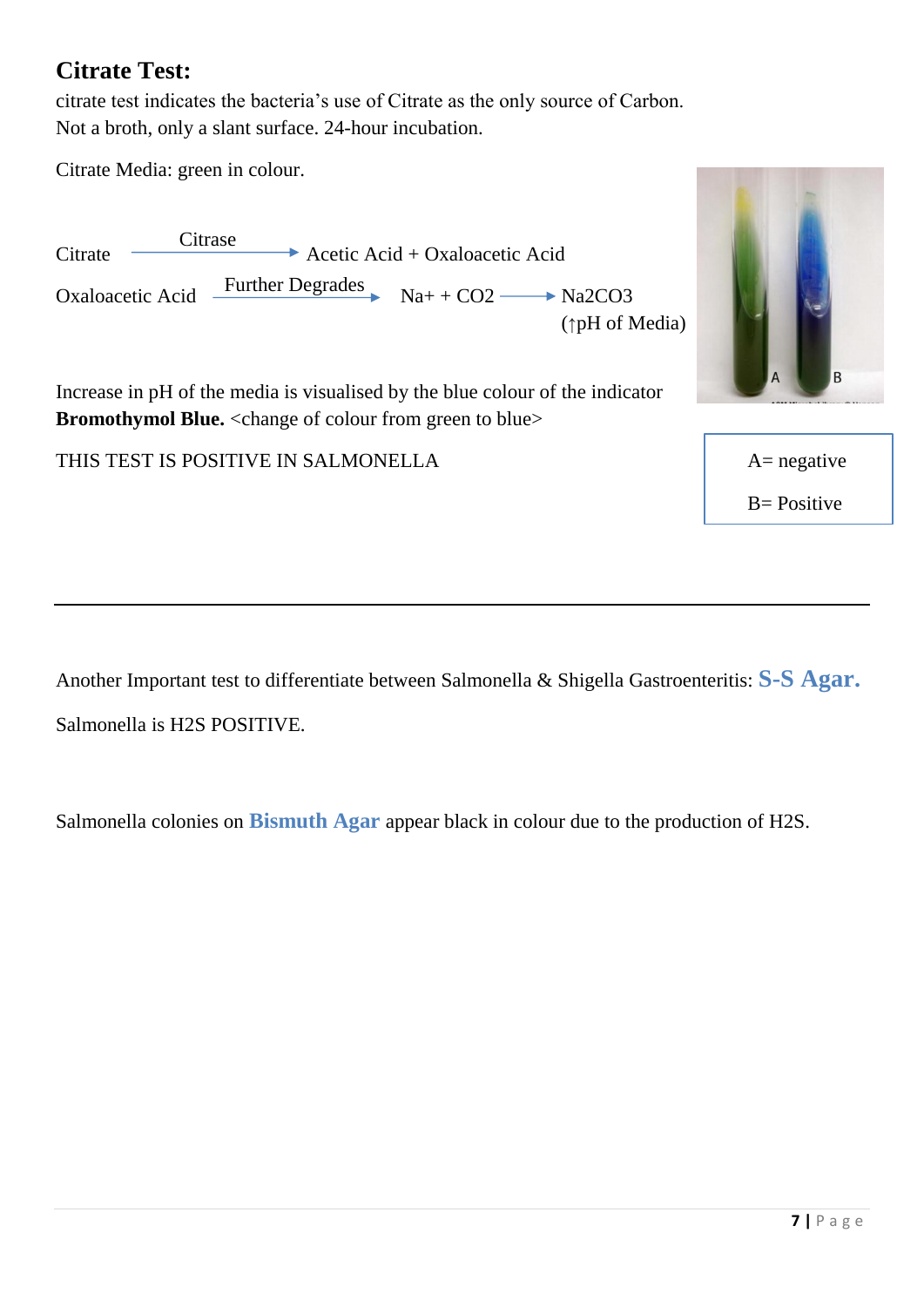## Citrate Test:

citrate test indicates the bacteria's use of Citrate as the only source of Carbon.
Not a broth, only a slant surface. 24-hour incubation.

Citrate Media: green in colour.

Citrate $\xrightarrow{\text{Citrase}}$ Acetic Acid + Oxaloacetic Acid

Oxaloacetic Acid $\xrightarrow{\text{Further Degrades}}$ $Na^+$ + $CO_2$ $\longrightarrow$ $Na_2CO_3$ (↑pH of Media)

Increase in pH of the media is visualised by the blue colour of the indicator **Bromothymol Blue.** <change of colour from green to blue>

THIS TEST IS POSITIVE IN SALMONELLA

A= negative

B= Positive

---

Another Important test to differentiate between Salmonella & Shigella Gastroenteritis: **S-S Agar.**

Salmonella is $H_2S$ POSITIVE.

Salmonella colonies on **Bismuth Agar** appear black in colour due to the production of $H_2S$.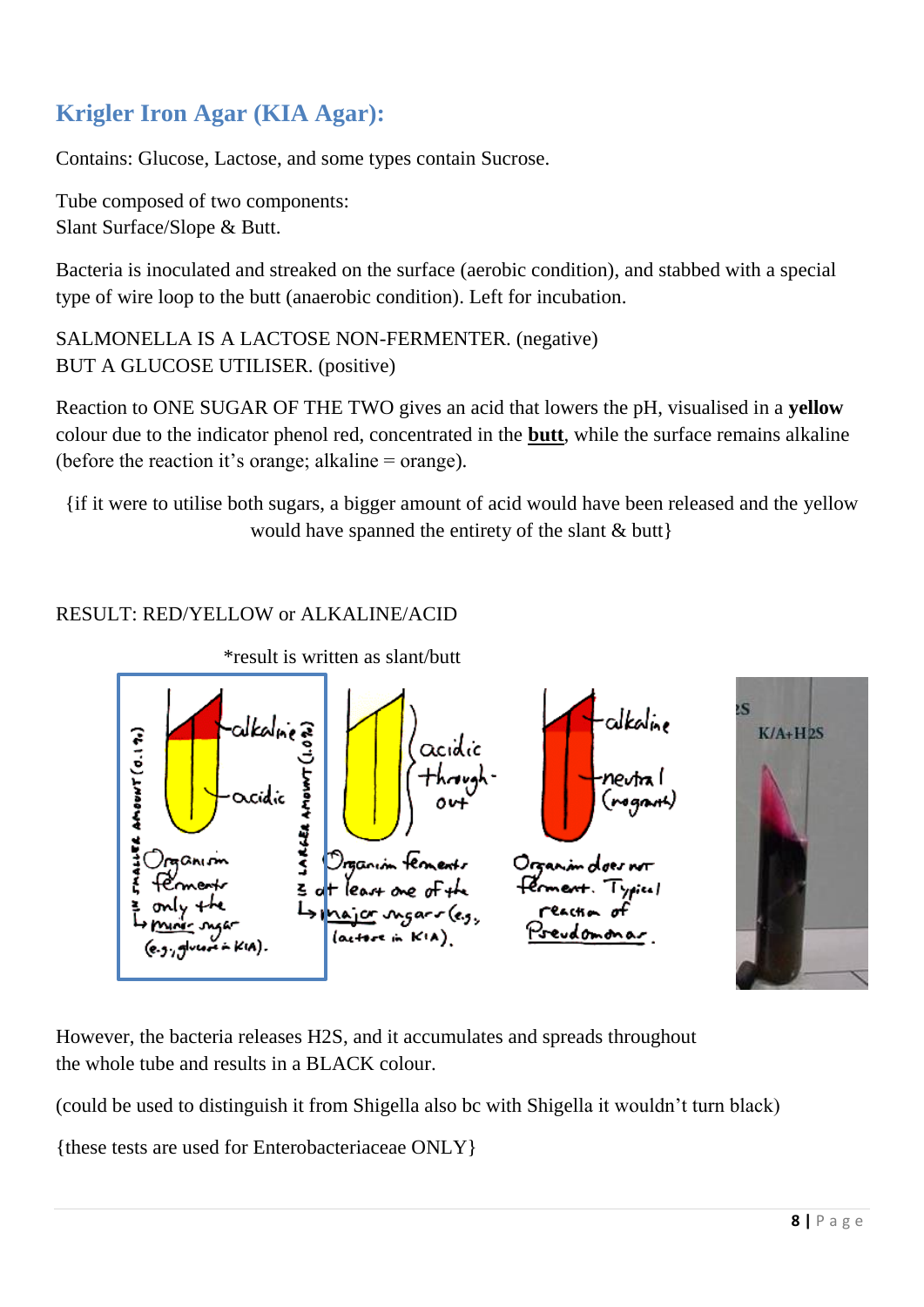## Krigler Iron Agar (KIA Agar):

Contains: Glucose, Lactose, and some types contain Sucrose.

Tube composed of two components:
Slant Surface/Slope & Butt.

Bacteria is inoculated and streaked on the surface (aerobic condition), and stabbed with a special type of wire loop to the butt (anaerobic condition). Left for incubation.

SALMONELLA IS A LACTOSE NON-FERMENTER. (negative)
BUT A GLUCOSE UTILISER. (positive)

Reaction to ONE SUGAR OF THE TWO gives an acid that lowers the pH, visualised in a **yellow** colour due to the indicator phenol red, concentrated in the **butt**, while the surface remains alkaline (before the reaction it's orange; alkaline = orange).

{if it were to utilise both sugars, a bigger amount of acid would have been released and the yellow would have spanned the entirety of the slant & butt}

RESULT: RED/YELLOW or ALKALINE/ACID

*result is written as slant/butt

alkaline
acidic
IN SMALLER AMOUNT (0.1%)
Organism ferments only the minor sugar (e.g., glucose in KIA).

acidic throughout
IN LARGER AMOUNT (1.0%)
Organism ferments at least one of the major sugars (e.g., lactose in KIA).

alkaline
neutral (no growth)
Organism does not ferment. Typical reaction of Pseudomonas.

K/A+H2S

However, the bacteria releases $H_2S$, and it accumulates and spreads throughout the whole tube and results in a BLACK colour.

(could be used to distinguish it from Shigella also bc with Shigella it wouldn't turn black)

{these tests are used for Enterobacteriaceae ONLY}